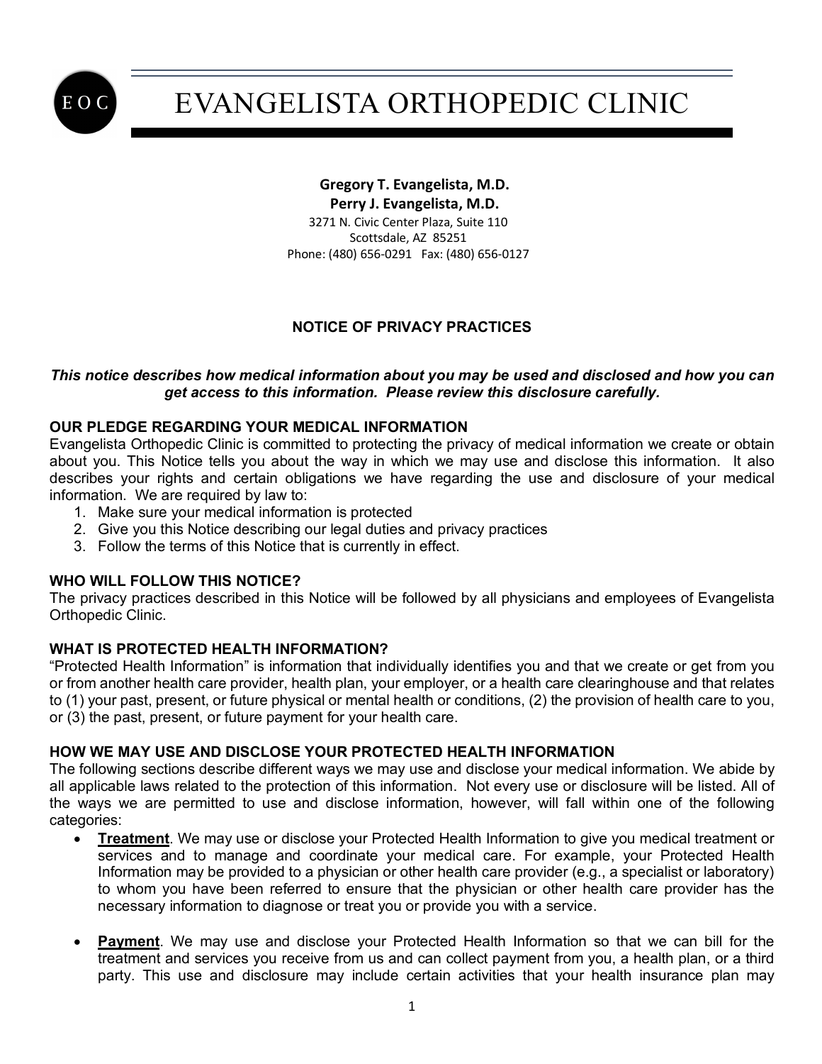# EVANGELISTA ORTHOPEDIC CLINIC

**Gregory T. Evangelista, M.D.**
**Perry J. Evangelista, M.D.**
3271 N. Civic Center Plaza, Suite 110
Scottsdale, AZ 85251
Phone: (480) 656-0291 Fax: (480) 656-0127

## NOTICE OF PRIVACY PRACTICES

***This notice describes how medical information about you may be used and disclosed and how you can get access to this information. Please review this disclosure carefully.***

### OUR PLEDGE REGARDING YOUR MEDICAL INFORMATION

Evangelista Orthopedic Clinic is committed to protecting the privacy of medical information we create or obtain about you. This Notice tells you about the way in which we may use and disclose this information. It also describes your rights and certain obligations we have regarding the use and disclosure of your medical information. We are required by law to:

1. Make sure your medical information is protected
2. Give you this Notice describing our legal duties and privacy practices
3. Follow the terms of this Notice that is currently in effect.

### WHO WILL FOLLOW THIS NOTICE?

The privacy practices described in this Notice will be followed by all physicians and employees of Evangelista Orthopedic Clinic.

### WHAT IS PROTECTED HEALTH INFORMATION?

"Protected Health Information" is information that individually identifies you and that we create or get from you or from another health care provider, health plan, your employer, or a health care clearinghouse and that relates to (1) your past, present, or future physical or mental health or conditions, (2) the provision of health care to you, or (3) the past, present, or future payment for your health care.

### HOW WE MAY USE AND DISCLOSE YOUR PROTECTED HEALTH INFORMATION

The following sections describe different ways we may use and disclose your medical information. We abide by all applicable laws related to the protection of this information. Not every use or disclosure will be listed. All of the ways we are permitted to use and disclose information, however, will fall within one of the following categories:

- **Treatment**. We may use or disclose your Protected Health Information to give you medical treatment or services and to manage and coordinate your medical care. For example, your Protected Health Information may be provided to a physician or other health care provider (e.g., a specialist or laboratory) to whom you have been referred to ensure that the physician or other health care provider has the necessary information to diagnose or treat you or provide you with a service.

- **Payment**. We may use and disclose your Protected Health Information so that we can bill for the treatment and services you receive from us and can collect payment from you, a health plan, or a third party. This use and disclosure may include certain activities that your health insurance plan may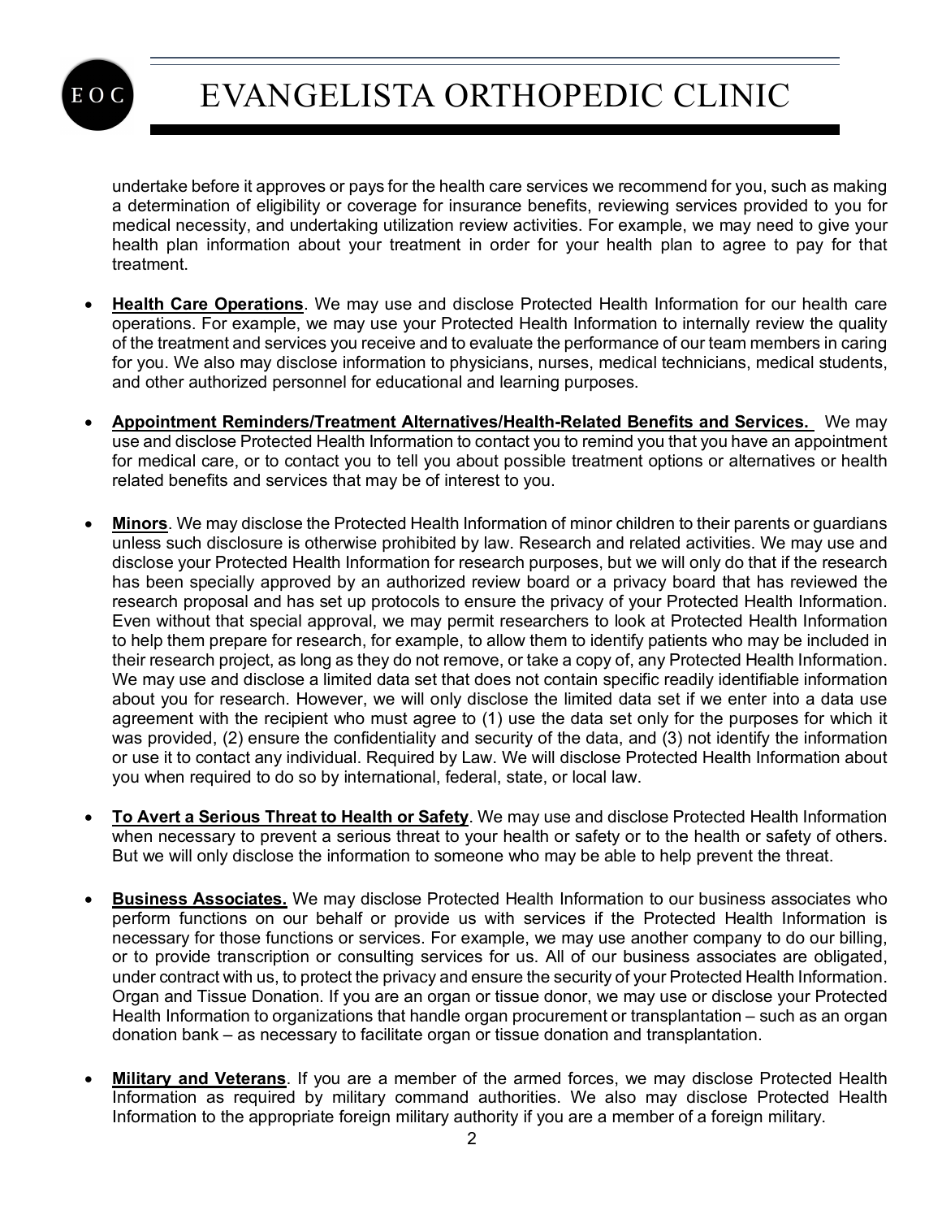undertake before it approves or pays for the health care services we recommend for you, such as making a determination of eligibility or coverage for insurance benefits, reviewing services provided to you for medical necessity, and undertaking utilization review activities. For example, we may need to give your health plan information about your treatment in order for your health plan to agree to pay for that treatment.

- **Health Care Operations**. We may use and disclose Protected Health Information for our health care operations. For example, we may use your Protected Health Information to internally review the quality of the treatment and services you receive and to evaluate the performance of our team members in caring for you. We also may disclose information to physicians, nurses, medical technicians, medical students, and other authorized personnel for educational and learning purposes.

- **Appointment Reminders/Treatment Alternatives/Health-Related Benefits and Services.** We may use and disclose Protected Health Information to contact you to remind you that you have an appointment for medical care, or to contact you to tell you about possible treatment options or alternatives or health related benefits and services that may be of interest to you.

- **Minors**. We may disclose the Protected Health Information of minor children to their parents or guardians unless such disclosure is otherwise prohibited by law. Research and related activities. We may use and disclose your Protected Health Information for research purposes, but we will only do that if the research has been specially approved by an authorized review board or a privacy board that has reviewed the research proposal and has set up protocols to ensure the privacy of your Protected Health Information. Even without that special approval, we may permit researchers to look at Protected Health Information to help them prepare for research, for example, to allow them to identify patients who may be included in their research project, as long as they do not remove, or take a copy of, any Protected Health Information. We may use and disclose a limited data set that does not contain specific readily identifiable information about you for research. However, we will only disclose the limited data set if we enter into a data use agreement with the recipient who must agree to (1) use the data set only for the purposes for which it was provided, (2) ensure the confidentiality and security of the data, and (3) not identify the information or use it to contact any individual. Required by Law. We will disclose Protected Health Information about you when required to do so by international, federal, state, or local law.

- **To Avert a Serious Threat to Health or Safety**. We may use and disclose Protected Health Information when necessary to prevent a serious threat to your health or safety or to the health or safety of others. But we will only disclose the information to someone who may be able to help prevent the threat.

- **Business Associates.** We may disclose Protected Health Information to our business associates who perform functions on our behalf or provide us with services if the Protected Health Information is necessary for those functions or services. For example, we may use another company to do our billing, or to provide transcription or consulting services for us. All of our business associates are obligated, under contract with us, to protect the privacy and ensure the security of your Protected Health Information. Organ and Tissue Donation. If you are an organ or tissue donor, we may use or disclose your Protected Health Information to organizations that handle organ procurement or transplantation – such as an organ donation bank – as necessary to facilitate organ or tissue donation and transplantation.

- **Military and Veterans**. If you are a member of the armed forces, we may disclose Protected Health Information as required by military command authorities. We also may disclose Protected Health Information to the appropriate foreign military authority if you are a member of a foreign military.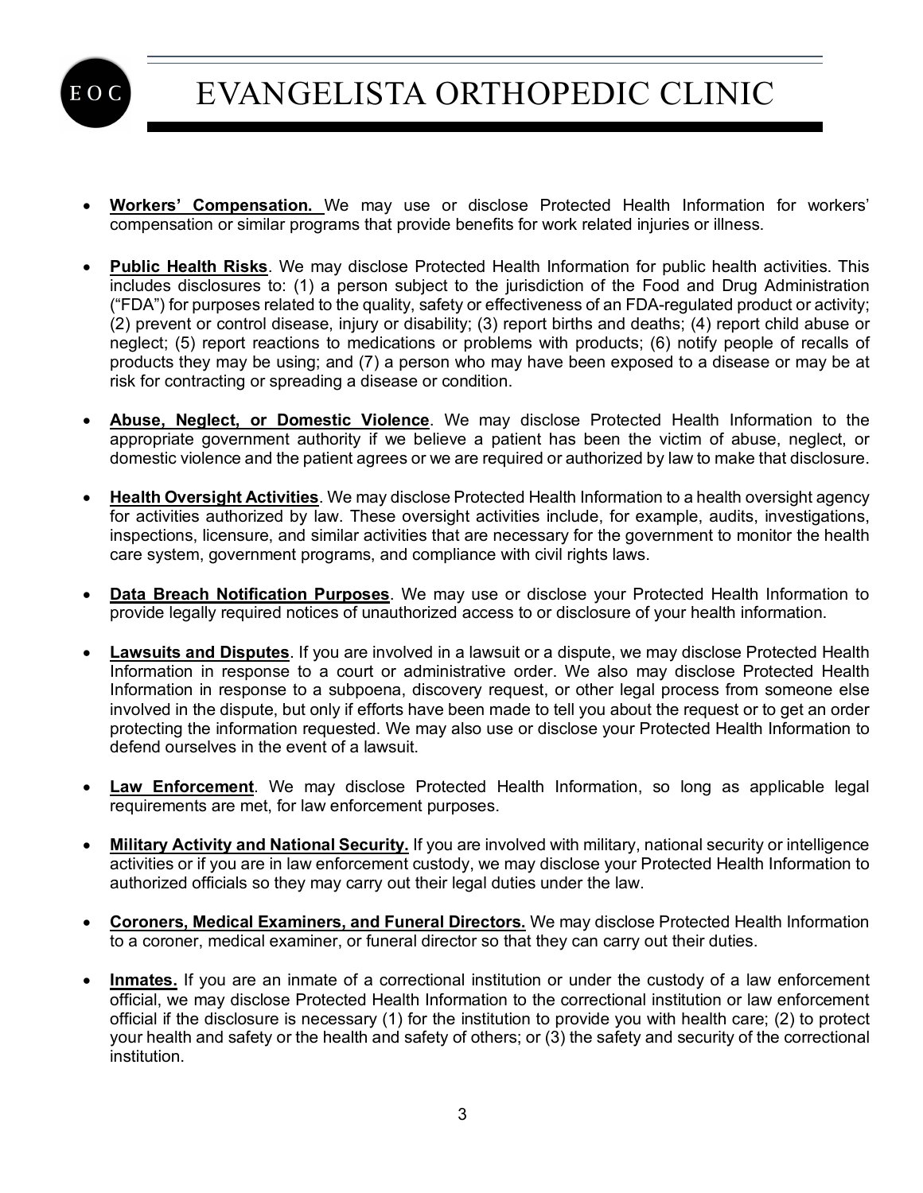- **Workers' Compensation.** We may use or disclose Protected Health Information for workers' compensation or similar programs that provide benefits for work related injuries or illness.

- **Public Health Risks**. We may disclose Protected Health Information for public health activities. This includes disclosures to: (1) a person subject to the jurisdiction of the Food and Drug Administration ("FDA") for purposes related to the quality, safety or effectiveness of an FDA-regulated product or activity; (2) prevent or control disease, injury or disability; (3) report births and deaths; (4) report child abuse or neglect; (5) report reactions to medications or problems with products; (6) notify people of recalls of products they may be using; and (7) a person who may have been exposed to a disease or may be at risk for contracting or spreading a disease or condition.

- **Abuse, Neglect, or Domestic Violence**. We may disclose Protected Health Information to the appropriate government authority if we believe a patient has been the victim of abuse, neglect, or domestic violence and the patient agrees or we are required or authorized by law to make that disclosure.

- **Health Oversight Activities**. We may disclose Protected Health Information to a health oversight agency for activities authorized by law. These oversight activities include, for example, audits, investigations, inspections, licensure, and similar activities that are necessary for the government to monitor the health care system, government programs, and compliance with civil rights laws.

- **Data Breach Notification Purposes**. We may use or disclose your Protected Health Information to provide legally required notices of unauthorized access to or disclosure of your health information.

- **Lawsuits and Disputes**. If you are involved in a lawsuit or a dispute, we may disclose Protected Health Information in response to a court or administrative order. We also may disclose Protected Health Information in response to a subpoena, discovery request, or other legal process from someone else involved in the dispute, but only if efforts have been made to tell you about the request or to get an order protecting the information requested. We may also use or disclose your Protected Health Information to defend ourselves in the event of a lawsuit.

- **Law Enforcement**. We may disclose Protected Health Information, so long as applicable legal requirements are met, for law enforcement purposes.

- **Military Activity and National Security.** If you are involved with military, national security or intelligence activities or if you are in law enforcement custody, we may disclose your Protected Health Information to authorized officials so they may carry out their legal duties under the law.

- **Coroners, Medical Examiners, and Funeral Directors.** We may disclose Protected Health Information to a coroner, medical examiner, or funeral director so that they can carry out their duties.

- **Inmates.** If you are an inmate of a correctional institution or under the custody of a law enforcement official, we may disclose Protected Health Information to the correctional institution or law enforcement official if the disclosure is necessary (1) for the institution to provide you with health care; (2) to protect your health and safety or the health and safety of others; or (3) the safety and security of the correctional institution.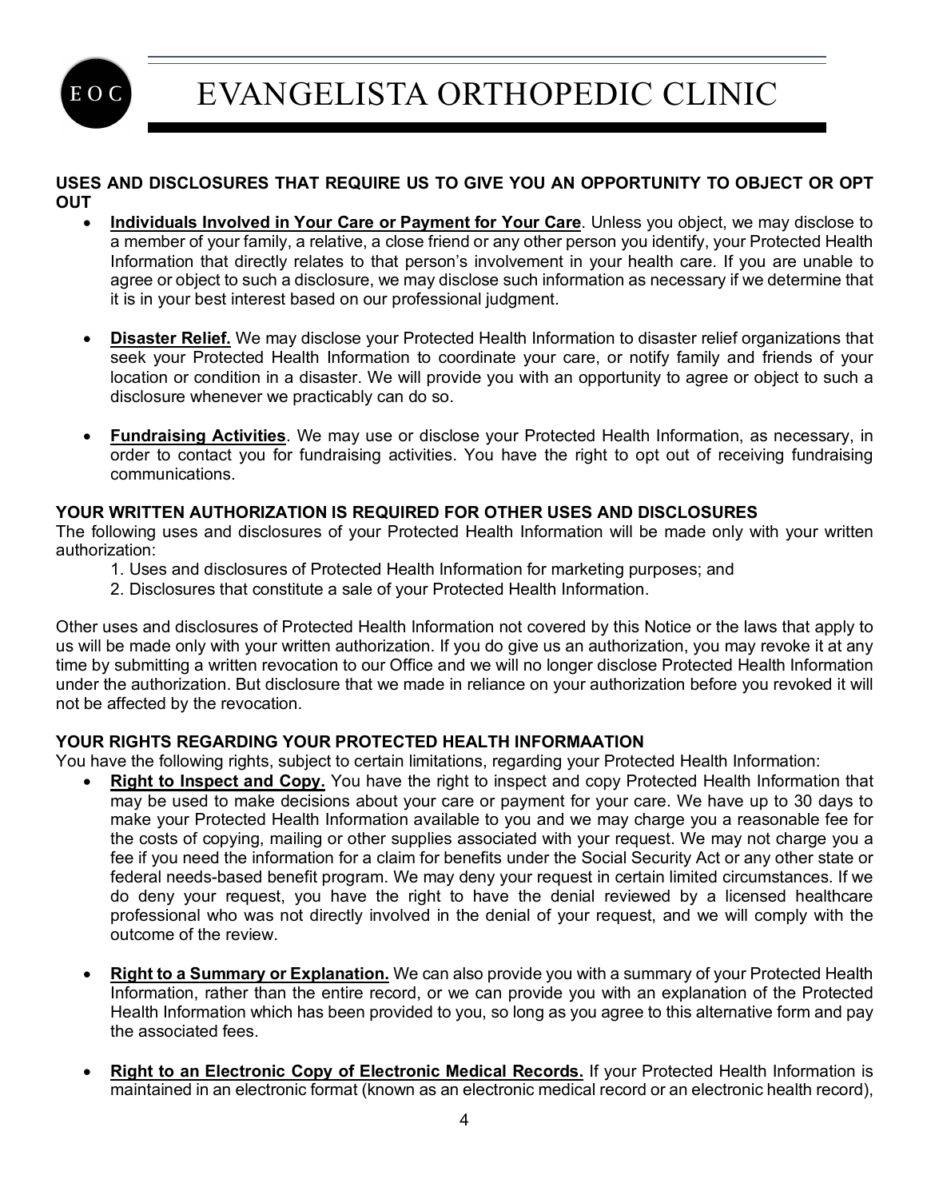**USES AND DISCLOSURES THAT REQUIRE US TO GIVE YOU AN OPPORTUNITY TO OBJECT OR OPT OUT**

- **Individuals Involved in Your Care or Payment for Your Care**. Unless you object, we may disclose to a member of your family, a relative, a close friend or any other person you identify, your Protected Health Information that directly relates to that person's involvement in your health care. If you are unable to agree or object to such a disclosure, we may disclose such information as necessary if we determine that it is in your best interest based on our professional judgment.

- **Disaster Relief.** We may disclose your Protected Health Information to disaster relief organizations that seek your Protected Health Information to coordinate your care, or notify family and friends of your location or condition in a disaster. We will provide you with an opportunity to agree or object to such a disclosure whenever we practicably can do so.

- **Fundraising Activities**. We may use or disclose your Protected Health Information, as necessary, in order to contact you for fundraising activities. You have the right to opt out of receiving fundraising communications.

**YOUR WRITTEN AUTHORIZATION IS REQUIRED FOR OTHER USES AND DISCLOSURES**

The following uses and disclosures of your Protected Health Information will be made only with your written authorization:

1. Uses and disclosures of Protected Health Information for marketing purposes; and
2. Disclosures that constitute a sale of your Protected Health Information.

Other uses and disclosures of Protected Health Information not covered by this Notice or the laws that apply to us will be made only with your written authorization. If you do give us an authorization, you may revoke it at any time by submitting a written revocation to our Office and we will no longer disclose Protected Health Information under the authorization. But disclosure that we made in reliance on your authorization before you revoked it will not be affected by the revocation.

**YOUR RIGHTS REGARDING YOUR PROTECTED HEALTH INFORMAATION**

You have the following rights, subject to certain limitations, regarding your Protected Health Information:

- **Right to Inspect and Copy.** You have the right to inspect and copy Protected Health Information that may be used to make decisions about your care or payment for your care. We have up to 30 days to make your Protected Health Information available to you and we may charge you a reasonable fee for the costs of copying, mailing or other supplies associated with your request. We may not charge you a fee if you need the information for a claim for benefits under the Social Security Act or any other state or federal needs-based benefit program. We may deny your request in certain limited circumstances. If we do deny your request, you have the right to have the denial reviewed by a licensed healthcare professional who was not directly involved in the denial of your request, and we will comply with the outcome of the review.

- **Right to a Summary or Explanation.** We can also provide you with a summary of your Protected Health Information, rather than the entire record, or we can provide you with an explanation of the Protected Health Information which has been provided to you, so long as you agree to this alternative form and pay the associated fees.

- **Right to an Electronic Copy of Electronic Medical Records.** If your Protected Health Information is maintained in an electronic format (known as an electronic medical record or an electronic health record),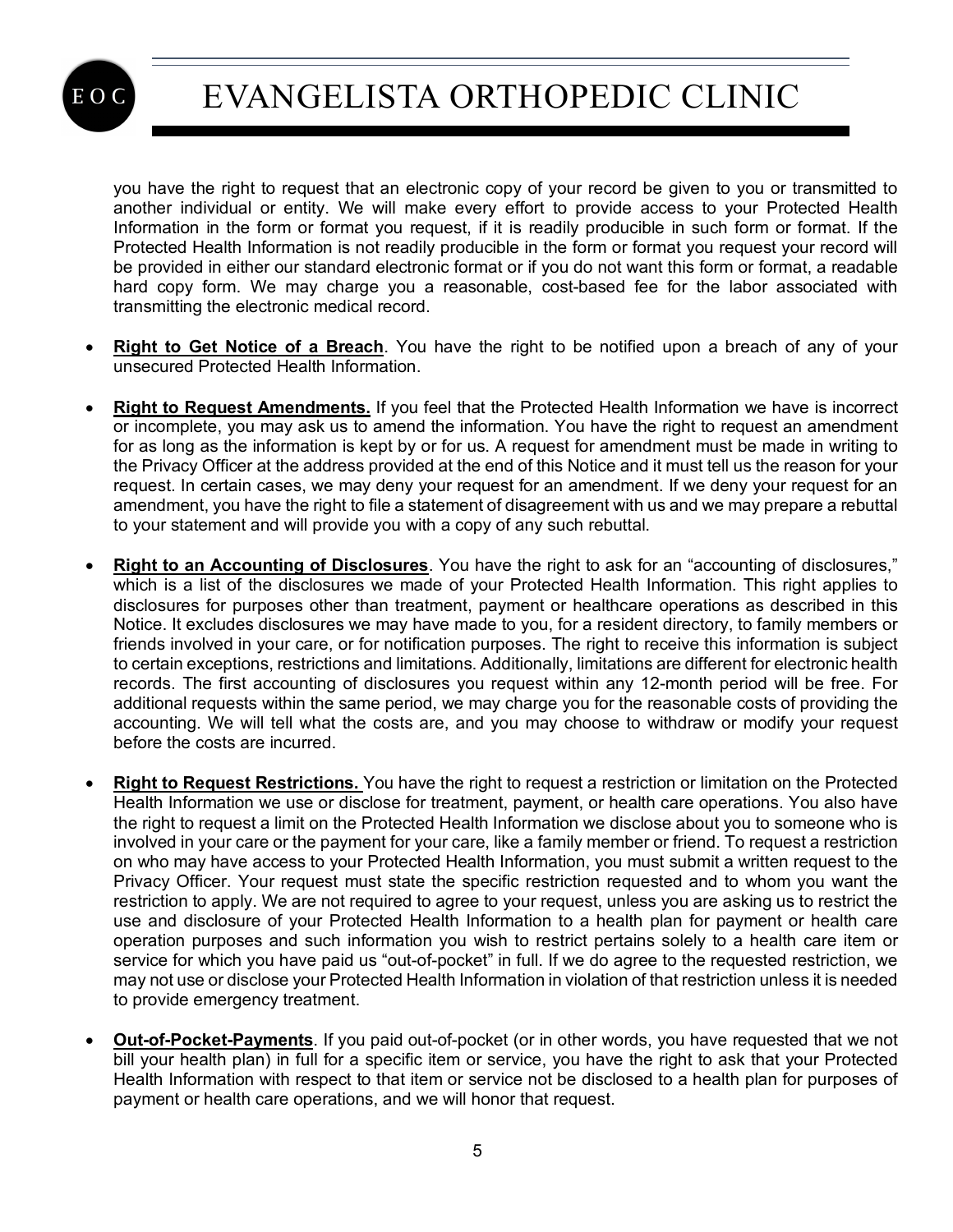you have the right to request that an electronic copy of your record be given to you or transmitted to another individual or entity. We will make every effort to provide access to your Protected Health Information in the form or format you request, if it is readily producible in such form or format. If the Protected Health Information is not readily producible in the form or format you request your record will be provided in either our standard electronic format or if you do not want this form or format, a readable hard copy form. We may charge you a reasonable, cost-based fee for the labor associated with transmitting the electronic medical record.

- **Right to Get Notice of a Breach**. You have the right to be notified upon a breach of any of your unsecured Protected Health Information.

- **Right to Request Amendments.** If you feel that the Protected Health Information we have is incorrect or incomplete, you may ask us to amend the information. You have the right to request an amendment for as long as the information is kept by or for us. A request for amendment must be made in writing to the Privacy Officer at the address provided at the end of this Notice and it must tell us the reason for your request. In certain cases, we may deny your request for an amendment. If we deny your request for an amendment, you have the right to file a statement of disagreement with us and we may prepare a rebuttal to your statement and will provide you with a copy of any such rebuttal.

- **Right to an Accounting of Disclosures**. You have the right to ask for an "accounting of disclosures," which is a list of the disclosures we made of your Protected Health Information. This right applies to disclosures for purposes other than treatment, payment or healthcare operations as described in this Notice. It excludes disclosures we may have made to you, for a resident directory, to family members or friends involved in your care, or for notification purposes. The right to receive this information is subject to certain exceptions, restrictions and limitations. Additionally, limitations are different for electronic health records. The first accounting of disclosures you request within any 12-month period will be free. For additional requests within the same period, we may charge you for the reasonable costs of providing the accounting. We will tell what the costs are, and you may choose to withdraw or modify your request before the costs are incurred.

- **Right to Request Restrictions.** You have the right to request a restriction or limitation on the Protected Health Information we use or disclose for treatment, payment, or health care operations. You also have the right to request a limit on the Protected Health Information we disclose about you to someone who is involved in your care or the payment for your care, like a family member or friend. To request a restriction on who may have access to your Protected Health Information, you must submit a written request to the Privacy Officer. Your request must state the specific restriction requested and to whom you want the restriction to apply. We are not required to agree to your request, unless you are asking us to restrict the use and disclosure of your Protected Health Information to a health plan for payment or health care operation purposes and such information you wish to restrict pertains solely to a health care item or service for which you have paid us "out-of-pocket" in full. If we do agree to the requested restriction, we may not use or disclose your Protected Health Information in violation of that restriction unless it is needed to provide emergency treatment.

- **Out-of-Pocket-Payments**. If you paid out-of-pocket (or in other words, you have requested that we not bill your health plan) in full for a specific item or service, you have the right to ask that your Protected Health Information with respect to that item or service not be disclosed to a health plan for purposes of payment or health care operations, and we will honor that request.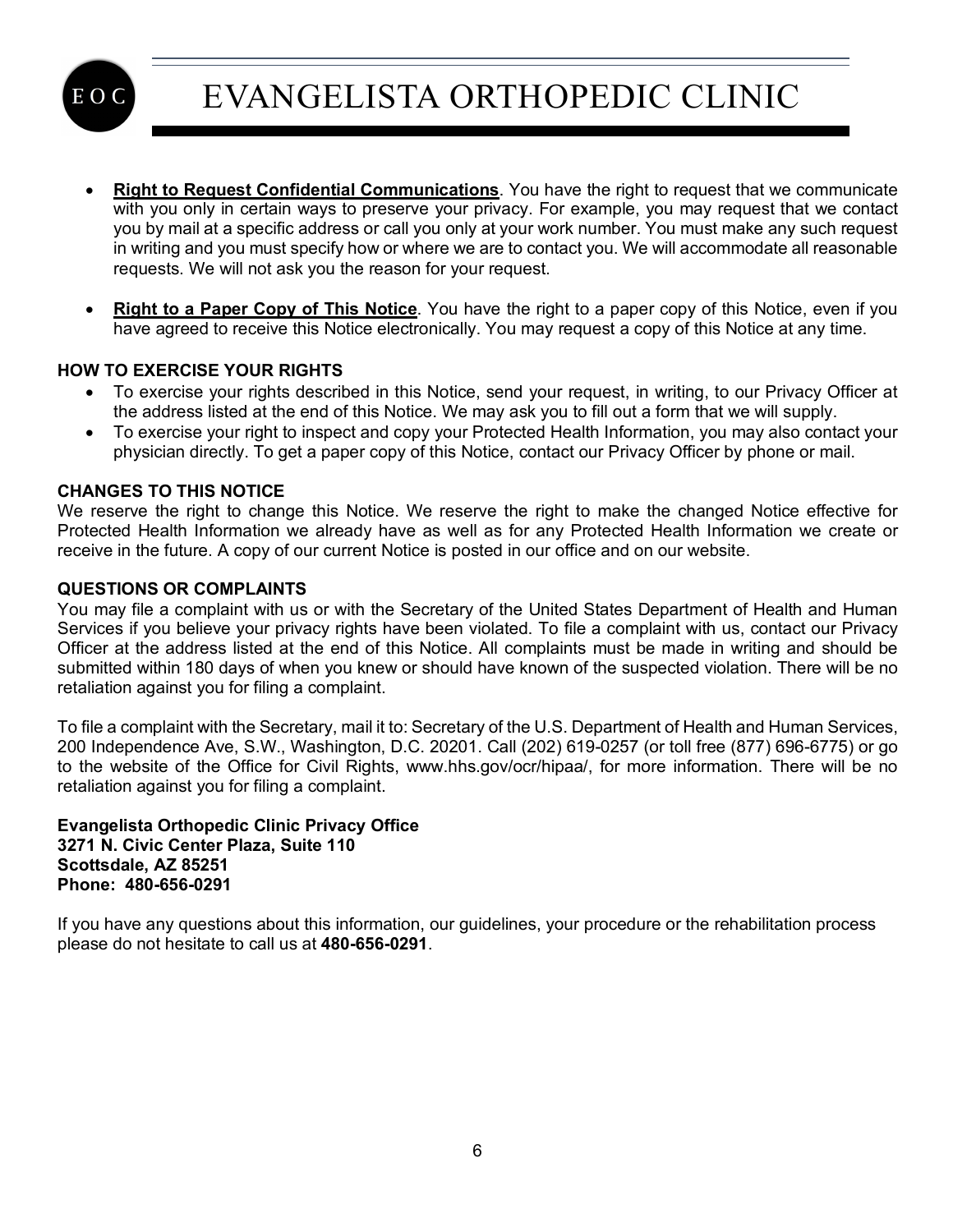- **Right to Request Confidential Communications**. You have the right to request that we communicate with you only in certain ways to preserve your privacy. For example, you may request that we contact you by mail at a specific address or call you only at your work number. You must make any such request in writing and you must specify how or where we are to contact you. We will accommodate all reasonable requests. We will not ask you the reason for your request.

- **Right to a Paper Copy of This Notice**. You have the right to a paper copy of this Notice, even if you have agreed to receive this Notice electronically. You may request a copy of this Notice at any time.

**HOW TO EXERCISE YOUR RIGHTS**

- To exercise your rights described in this Notice, send your request, in writing, to our Privacy Officer at the address listed at the end of this Notice. We may ask you to fill out a form that we will supply.
- To exercise your right to inspect and copy your Protected Health Information, you may also contact your physician directly. To get a paper copy of this Notice, contact our Privacy Officer by phone or mail.

**CHANGES TO THIS NOTICE**

We reserve the right to change this Notice. We reserve the right to make the changed Notice effective for Protected Health Information we already have as well as for any Protected Health Information we create or receive in the future. A copy of our current Notice is posted in our office and on our website.

**QUESTIONS OR COMPLAINTS**

You may file a complaint with us or with the Secretary of the United States Department of Health and Human Services if you believe your privacy rights have been violated. To file a complaint with us, contact our Privacy Officer at the address listed at the end of this Notice. All complaints must be made in writing and should be submitted within 180 days of when you knew or should have known of the suspected violation. There will be no retaliation against you for filing a complaint.

To file a complaint with the Secretary, mail it to: Secretary of the U.S. Department of Health and Human Services, 200 Independence Ave, S.W., Washington, D.C. 20201. Call (202) 619-0257 (or toll free (877) 696-6775) or go to the website of the Office for Civil Rights, www.hhs.gov/ocr/hipaa/, for more information. There will be no retaliation against you for filing a complaint.

**Evangelista Orthopedic Clinic Privacy Office**
**3271 N. Civic Center Plaza, Suite 110**
**Scottsdale, AZ 85251**
**Phone: 480-656-0291**

If you have any questions about this information, our guidelines, your procedure or the rehabilitation process please do not hesitate to call us at **480-656-0291**.